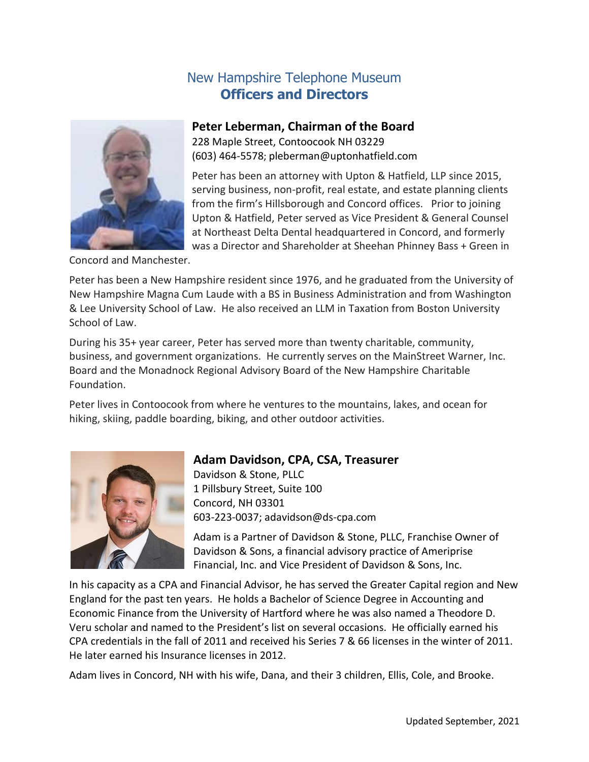# New Hampshire Telephone Museum
## Officers and Directors

### Peter Leberman, Chairman of the Board

228 Maple Street, Contoocook NH 03229
(603) 464-5578; pleberman@uptonhatfield.com

Peter has been an attorney with Upton & Hatfield, LLP since 2015, serving business, non-profit, real estate, and estate planning clients from the firm's Hillsborough and Concord offices. Prior to joining Upton & Hatfield, Peter served as Vice President & General Counsel at Northeast Delta Dental headquartered in Concord, and formerly was a Director and Shareholder at Sheehan Phinney Bass + Green in Concord and Manchester.

Peter has been a New Hampshire resident since 1976, and he graduated from the University of New Hampshire Magna Cum Laude with a BS in Business Administration and from Washington & Lee University School of Law. He also received an LLM in Taxation from Boston University School of Law.

During his 35+ year career, Peter has served more than twenty charitable, community, business, and government organizations. He currently serves on the MainStreet Warner, Inc. Board and the Monadnock Regional Advisory Board of the New Hampshire Charitable Foundation.

Peter lives in Contoocook from where he ventures to the mountains, lakes, and ocean for hiking, skiing, paddle boarding, biking, and other outdoor activities.

### Adam Davidson, CPA, CSA, Treasurer

Davidson & Stone, PLLC
1 Pillsbury Street, Suite 100
Concord, NH 03301
603-223-0037; adavidson@ds-cpa.com

Adam is a Partner of Davidson & Stone, PLLC, Franchise Owner of Davidson & Sons, a financial advisory practice of Ameriprise Financial, Inc. and Vice President of Davidson & Sons, Inc.

In his capacity as a CPA and Financial Advisor, he has served the Greater Capital region and New England for the past ten years. He holds a Bachelor of Science Degree in Accounting and Economic Finance from the University of Hartford where he was also named a Theodore D. Veru scholar and named to the President's list on several occasions. He officially earned his CPA credentials in the fall of 2011 and received his Series 7 & 66 licenses in the winter of 2011. He later earned his Insurance licenses in 2012.

Adam lives in Concord, NH with his wife, Dana, and their 3 children, Ellis, Cole, and Brooke.

Updated September, 2021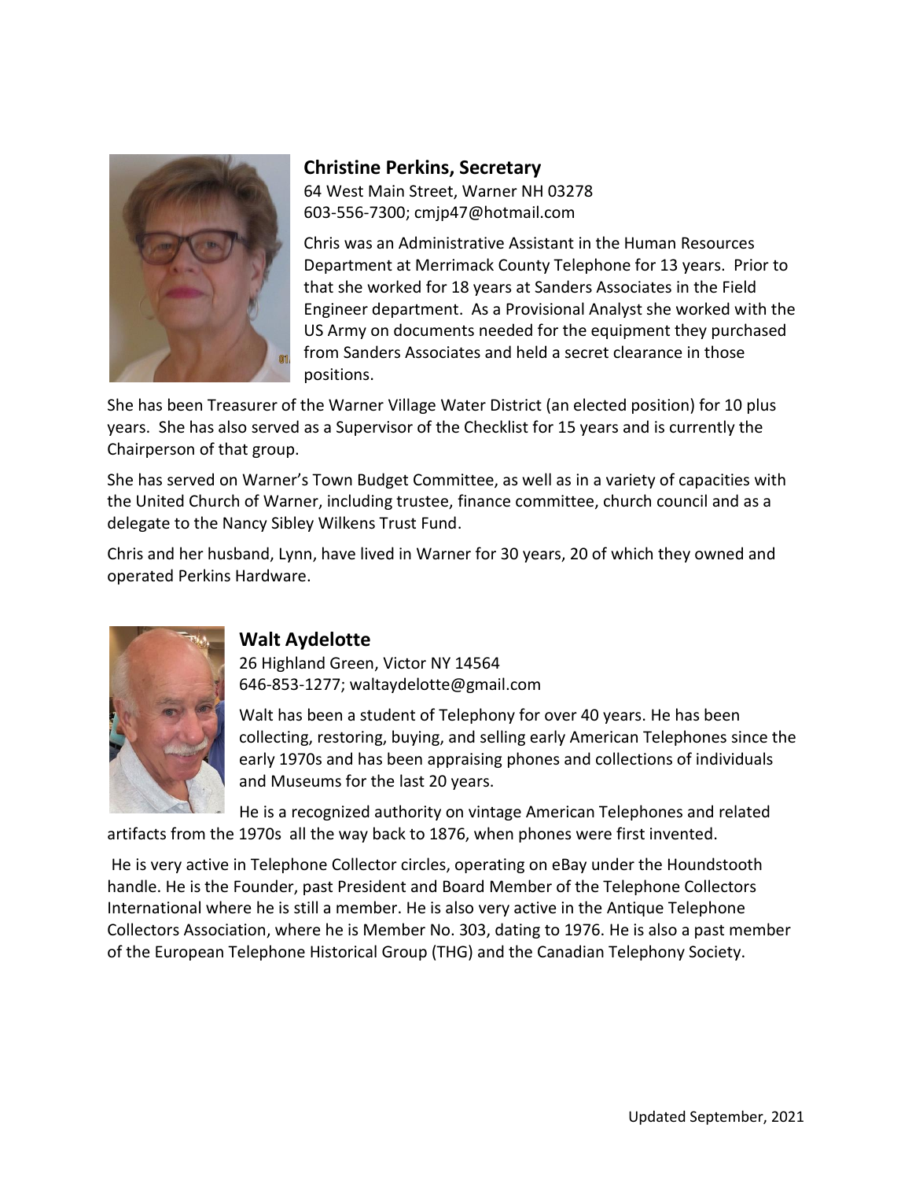### Christine Perkins, Secretary

64 West Main Street, Warner NH 03278
603-556-7300; cmjp47@hotmail.com

Chris was an Administrative Assistant in the Human Resources Department at Merrimack County Telephone for 13 years. Prior to that she worked for 18 years at Sanders Associates in the Field Engineer department. As a Provisional Analyst she worked with the US Army on documents needed for the equipment they purchased from Sanders Associates and held a secret clearance in those positions.

She has been Treasurer of the Warner Village Water District (an elected position) for 10 plus years. She has also served as a Supervisor of the Checklist for 15 years and is currently the Chairperson of that group.

She has served on Warner's Town Budget Committee, as well as in a variety of capacities with the United Church of Warner, including trustee, finance committee, church council and as a delegate to the Nancy Sibley Wilkens Trust Fund.

Chris and her husband, Lynn, have lived in Warner for 30 years, 20 of which they owned and operated Perkins Hardware.

### Walt Aydelotte

26 Highland Green, Victor NY 14564
646-853-1277; waltaydelotte@gmail.com

Walt has been a student of Telephony for over 40 years. He has been collecting, restoring, buying, and selling early American Telephones since the early 1970s and has been appraising phones and collections of individuals and Museums for the last 20 years.

He is a recognized authority on vintage American Telephones and related artifacts from the 1970s all the way back to 1876, when phones were first invented.

He is very active in Telephone Collector circles, operating on eBay under the Houndstooth handle. He is the Founder, past President and Board Member of the Telephone Collectors International where he is still a member. He is also very active in the Antique Telephone Collectors Association, where he is Member No. 303, dating to 1976. He is also a past member of the European Telephone Historical Group (THG) and the Canadian Telephony Society.

Updated September, 2021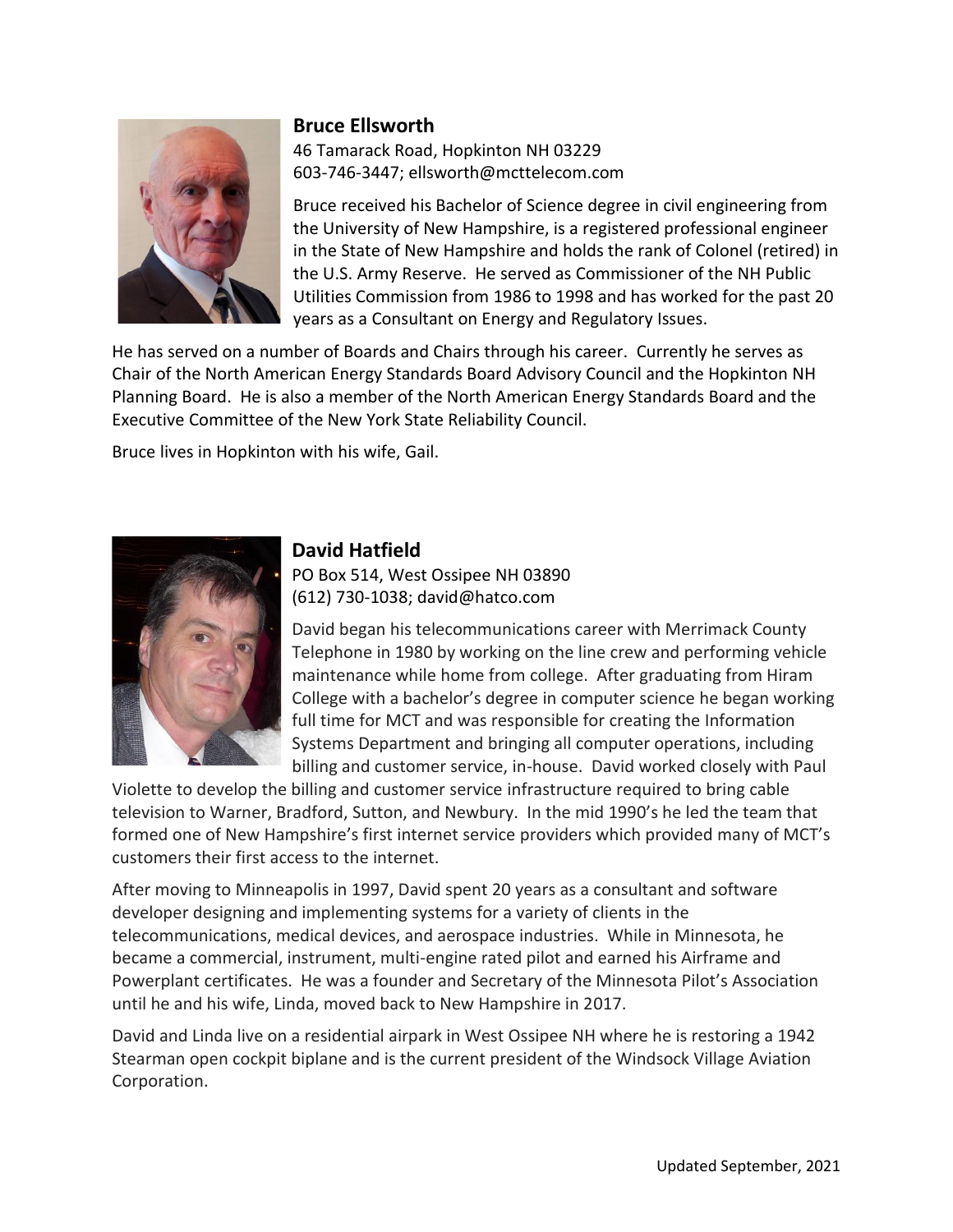## Bruce Ellsworth

46 Tamarack Road, Hopkinton NH 03229
603-746-3447; ellsworth@mcttelecom.com

Bruce received his Bachelor of Science degree in civil engineering from the University of New Hampshire, is a registered professional engineer in the State of New Hampshire and holds the rank of Colonel (retired) in the U.S. Army Reserve. He served as Commissioner of the NH Public Utilities Commission from 1986 to 1998 and has worked for the past 20 years as a Consultant on Energy and Regulatory Issues.

He has served on a number of Boards and Chairs through his career. Currently he serves as Chair of the North American Energy Standards Board Advisory Council and the Hopkinton NH Planning Board. He is also a member of the North American Energy Standards Board and the Executive Committee of the New York State Reliability Council.

Bruce lives in Hopkinton with his wife, Gail.

## David Hatfield

PO Box 514, West Ossipee NH 03890
(612) 730-1038; david@hatco.com

David began his telecommunications career with Merrimack County Telephone in 1980 by working on the line crew and performing vehicle maintenance while home from college. After graduating from Hiram College with a bachelor's degree in computer science he began working full time for MCT and was responsible for creating the Information Systems Department and bringing all computer operations, including billing and customer service, in-house. David worked closely with Paul Violette to develop the billing and customer service infrastructure required to bring cable television to Warner, Bradford, Sutton, and Newbury. In the mid 1990's he led the team that formed one of New Hampshire's first internet service providers which provided many of MCT's customers their first access to the internet.

After moving to Minneapolis in 1997, David spent 20 years as a consultant and software developer designing and implementing systems for a variety of clients in the telecommunications, medical devices, and aerospace industries. While in Minnesota, he became a commercial, instrument, multi-engine rated pilot and earned his Airframe and Powerplant certificates. He was a founder and Secretary of the Minnesota Pilot's Association until he and his wife, Linda, moved back to New Hampshire in 2017.

David and Linda live on a residential airpark in West Ossipee NH where he is restoring a 1942 Stearman open cockpit biplane and is the current president of the Windsock Village Aviation Corporation.

Updated September, 2021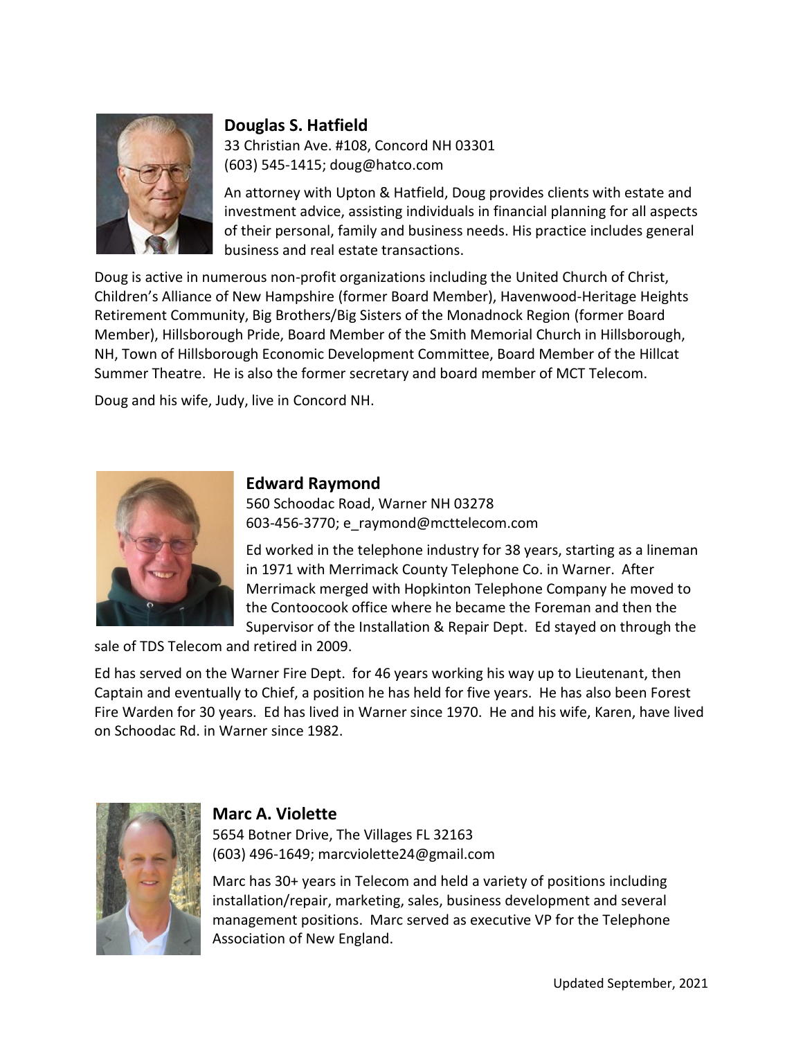### Douglas S. Hatfield

33 Christian Ave. #108, Concord NH 03301
(603) 545-1415; doug@hatco.com

An attorney with Upton & Hatfield, Doug provides clients with estate and investment advice, assisting individuals in financial planning for all aspects of their personal, family and business needs. His practice includes general business and real estate transactions.

Doug is active in numerous non-profit organizations including the United Church of Christ, Children's Alliance of New Hampshire (former Board Member), Havenwood-Heritage Heights Retirement Community, Big Brothers/Big Sisters of the Monadnock Region (former Board Member), Hillsborough Pride, Board Member of the Smith Memorial Church in Hillsborough, NH, Town of Hillsborough Economic Development Committee, Board Member of the Hillcat Summer Theatre. He is also the former secretary and board member of MCT Telecom.

Doug and his wife, Judy, live in Concord NH.

### Edward Raymond

560 Schoodac Road, Warner NH 03278
603-456-3770; e_raymond@mcttelecom.com

Ed worked in the telephone industry for 38 years, starting as a lineman in 1971 with Merrimack County Telephone Co. in Warner. After Merrimack merged with Hopkinton Telephone Company he moved to the Contoocook office where he became the Foreman and then the Supervisor of the Installation & Repair Dept. Ed stayed on through the sale of TDS Telecom and retired in 2009.

Ed has served on the Warner Fire Dept. for 46 years working his way up to Lieutenant, then Captain and eventually to Chief, a position he has held for five years. He has also been Forest Fire Warden for 30 years. Ed has lived in Warner since 1970. He and his wife, Karen, have lived on Schoodac Rd. in Warner since 1982.

### Marc A. Violette

5654 Botner Drive, The Villages FL 32163
(603) 496-1649; marcviolette24@gmail.com

Marc has 30+ years in Telecom and held a variety of positions including installation/repair, marketing, sales, business development and several management positions. Marc served as executive VP for the Telephone Association of New England.

Updated September, 2021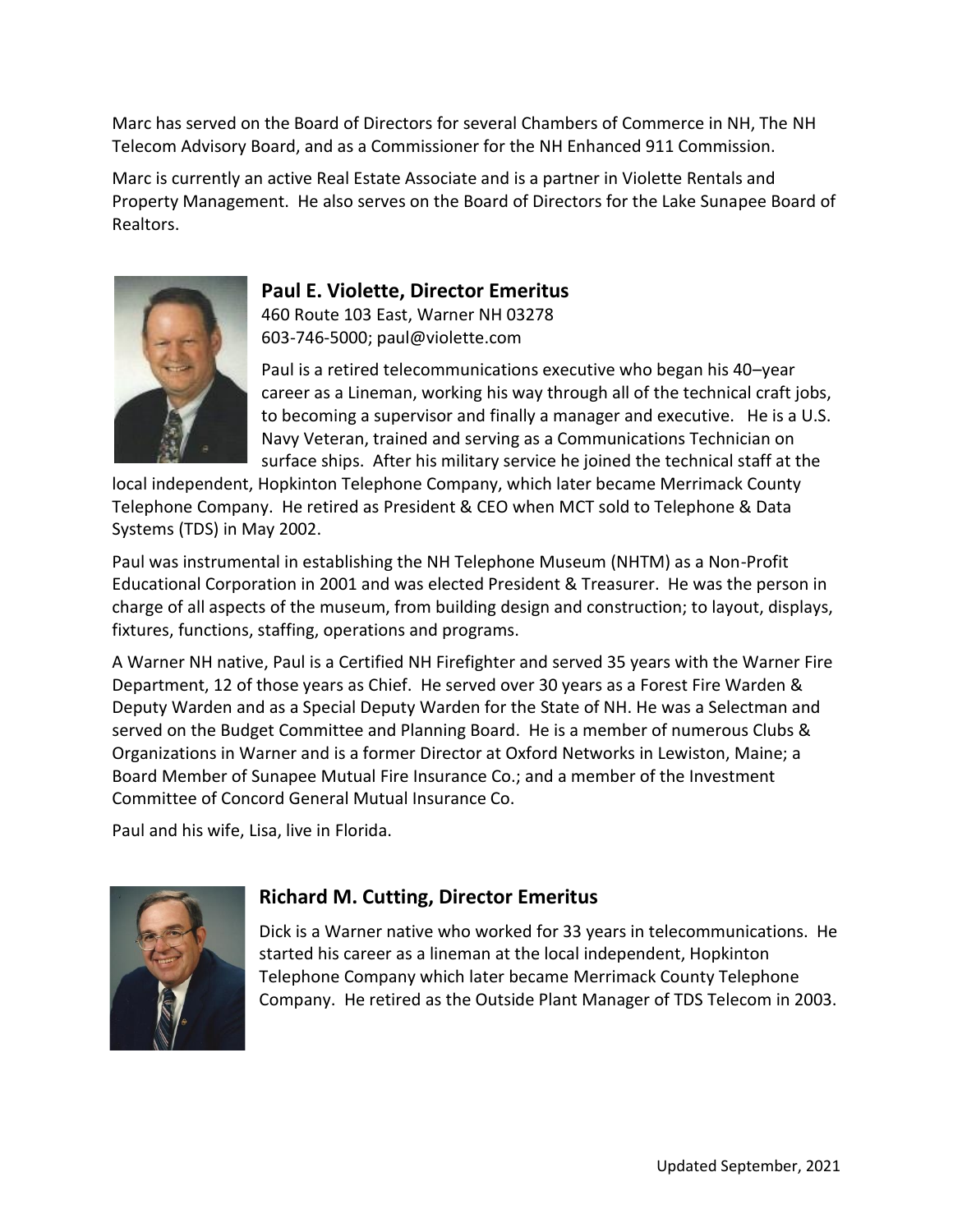Marc has served on the Board of Directors for several Chambers of Commerce in NH, The NH Telecom Advisory Board, and as a Commissioner for the NH Enhanced 911 Commission.

Marc is currently an active Real Estate Associate and is a partner in Violette Rentals and Property Management. He also serves on the Board of Directors for the Lake Sunapee Board of Realtors.

## Paul E. Violette, Director Emeritus

460 Route 103 East, Warner NH 03278
603-746-5000; paul@violette.com

Paul is a retired telecommunications executive who began his 40–year career as a Lineman, working his way through all of the technical craft jobs, to becoming a supervisor and finally a manager and executive. He is a U.S. Navy Veteran, trained and serving as a Communications Technician on surface ships. After his military service he joined the technical staff at the local independent, Hopkinton Telephone Company, which later became Merrimack County Telephone Company. He retired as President & CEO when MCT sold to Telephone & Data Systems (TDS) in May 2002.

Paul was instrumental in establishing the NH Telephone Museum (NHTM) as a Non-Profit Educational Corporation in 2001 and was elected President & Treasurer. He was the person in charge of all aspects of the museum, from building design and construction; to layout, displays, fixtures, functions, staffing, operations and programs.

A Warner NH native, Paul is a Certified NH Firefighter and served 35 years with the Warner Fire Department, 12 of those years as Chief. He served over 30 years as a Forest Fire Warden & Deputy Warden and as a Special Deputy Warden for the State of NH. He was a Selectman and served on the Budget Committee and Planning Board. He is a member of numerous Clubs & Organizations in Warner and is a former Director at Oxford Networks in Lewiston, Maine; a Board Member of Sunapee Mutual Fire Insurance Co.; and a member of the Investment Committee of Concord General Mutual Insurance Co.

Paul and his wife, Lisa, live in Florida.

## Richard M. Cutting, Director Emeritus

Dick is a Warner native who worked for 33 years in telecommunications. He started his career as a lineman at the local independent, Hopkinton Telephone Company which later became Merrimack County Telephone Company. He retired as the Outside Plant Manager of TDS Telecom in 2003.

Updated September, 2021